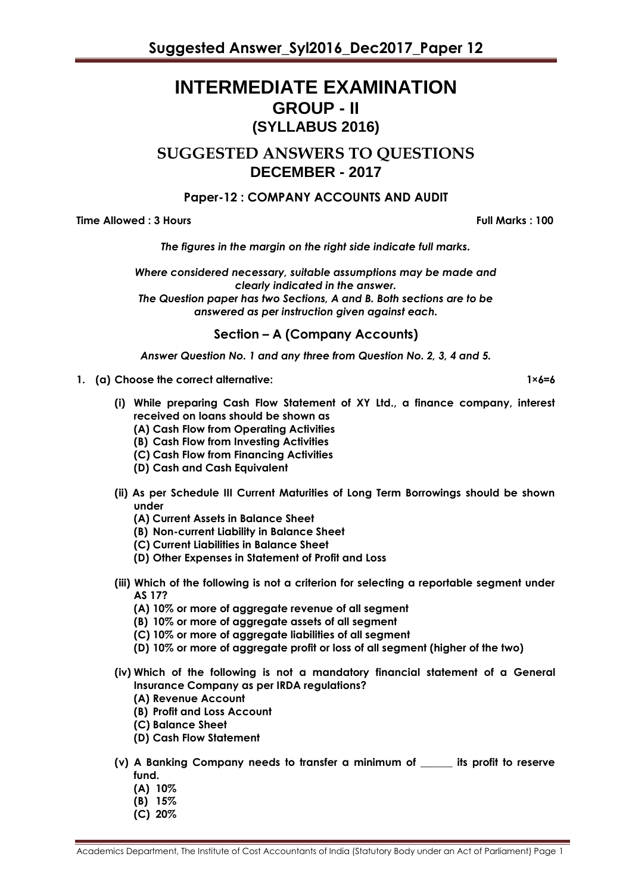# INTERMEDIATE EXAMINATION

## GROUP - II

## (SYLLABUS 2016)

## SUGGESTED ANSWERS TO QUESTIONS

## DECEMBER - 2017

### Paper-12 : COMPANY ACCOUNTS AND AUDIT

**Time Allowed : 3 Hours** **Full Marks : 100**

*The figures in the margin on the right side indicate full marks.*

*Where considered necessary, suitable assumptions may be made and clearly indicated in the answer.*

*The Question paper has two Sections, A and B. Both sections are to be answered as per instruction given against each.*

### Section – A (Company Accounts)

*Answer Question No. 1 and any three from Question No. 2, 3, 4 and 5.*

**1. (a) Choose the correct alternative:** **1×6=6**

**(i) While preparing Cash Flow Statement of XY Ltd., a finance company, interest received on loans should be shown as**

**(A) Cash Flow from Operating Activities**
**(B) Cash Flow from Investing Activities**
**(C) Cash Flow from Financing Activities**
**(D) Cash and Cash Equivalent**

**(ii) As per Schedule III Current Maturities of Long Term Borrowings should be shown under**

**(A) Current Assets in Balance Sheet**
**(B) Non-current Liability in Balance Sheet**
**(C) Current Liabilities in Balance Sheet**
**(D) Other Expenses in Statement of Profit and Loss**

**(iii) Which of the following is not a criterion for selecting a reportable segment under AS 17?**

**(A) 10% or more of aggregate revenue of all segment**
**(B) 10% or more of aggregate assets of all segment**
**(C) 10% or more of aggregate liabilities of all segment**
**(D) 10% or more of aggregate profit or loss of all segment (higher of the two)**

**(iv) Which of the following is not a mandatory financial statement of a General Insurance Company as per IRDA regulations?**

**(A) Revenue Account**
**(B) Profit and Loss Account**
**(C) Balance Sheet**
**(D) Cash Flow Statement**

**(v) A Banking Company needs to transfer a minimum of ______ its profit to reserve fund.**

**(A) 10%**
**(B) 15%**
**(C) 20%**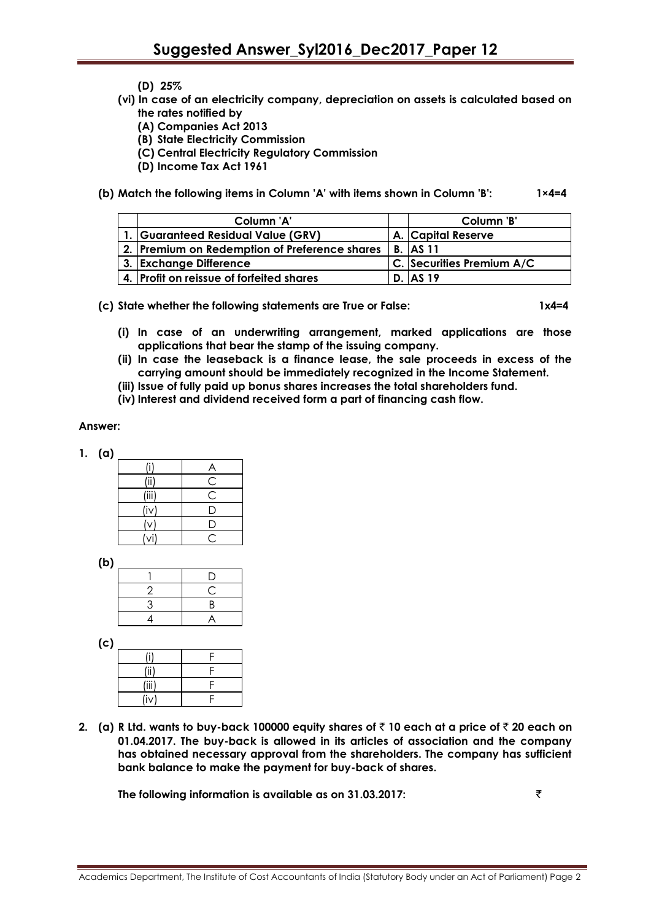**(D) 25%**

**(vi) In case of an electricity company, depreciation on assets is calculated based on the rates notified by**

**(A) Companies Act 2013**

**(B) State Electricity Commission**

**(C) Central Electricity Regulatory Commission**

**(D) Income Tax Act 1961**

**(b) Match the following items in Column 'A' with items shown in Column 'B':** **1×4=4**

| | Column 'A' | | Column 'B' |
|---|---|---|---|
| 1. | Guaranteed Residual Value (GRV) | A. | Capital Reserve |
| 2. | Premium on Redemption of Preference shares | B. | AS 11 |
| 3. | Exchange Difference | C. | Securities Premium A/C |
| 4. | Profit on reissue of forfeited shares | D. | AS 19 |

**(c) State whether the following statements are True or False:** **1x4=4**

**(i) In case of an underwriting arrangement, marked applications are those applications that bear the stamp of the issuing company.**

**(ii) In case the leaseback is a finance lease, the sale proceeds in excess of the carrying amount should be immediately recognized in the Income Statement.**

**(iii) Issue of fully paid up bonus shares increases the total shareholders fund.**

**(iv) Interest and dividend received form a part of financing cash flow.**

**Answer:**

**1. (a)**

| | |
|---|---|
| (i) | A |
| (ii) | C |
| (iii) | C |
| (iv) | D |
| (v) | D |
| (vi) | C |

**(b)**

| | |
|---|---|
| 1 | D |
| 2 | C |
| 3 | B |
| 4 | A |

**(c)**

| | |
|---|---|
| (i) | F |
| (ii) | F |
| (iii) | F |
| (iv) | F |

**2. (a) R Ltd. wants to buy-back 100000 equity shares of ₹ 10 each at a price of ₹ 20 each on 01.04.2017. The buy-back is allowed in its articles of association and the company has obtained necessary approval from the shareholders. The company has sufficient bank balance to make the payment for buy-back of shares.**

**The following information is available as on 31.03.2017:** ₹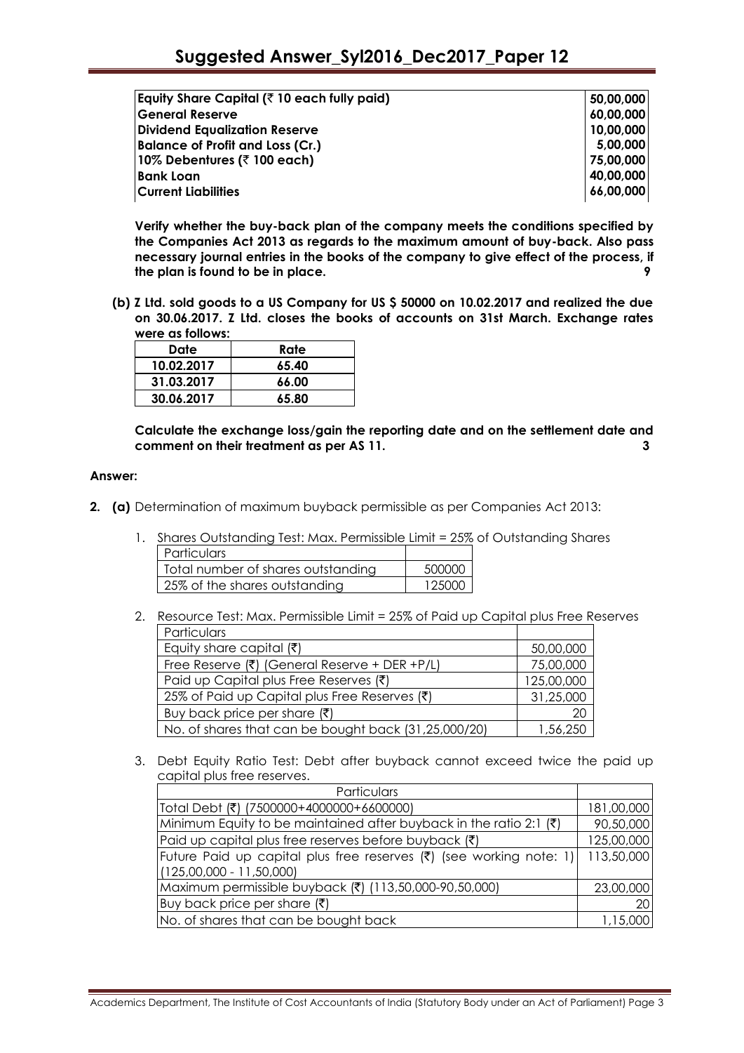| | |
|---|---|
| **Equity Share Capital (₹ 10 each fully paid)** | **50,00,000** |
| **General Reserve** | **60,00,000** |
| **Dividend Equalization Reserve** | **10,00,000** |
| **Balance of Profit and Loss (Cr.)** | **5,00,000** |
| **10% Debentures (₹ 100 each)** | **75,00,000** |
| **Bank Loan** | **40,00,000** |
| **Current Liabilities** | **66,00,000** |

**Verify whether the buy-back plan of the company meets the conditions specified by the Companies Act 2013 as regards to the maximum amount of buy-back. Also pass necessary journal entries in the books of the company to give effect of the process, if the plan is found to be in place.** **9**

**(b) Z Ltd. sold goods to a US Company for US $ 50000 on 10.02.2017 and realized the due on 30.06.2017. Z Ltd. closes the books of accounts on 31st March. Exchange rates were as follows:**

| Date | Rate |
|---|---|
| 10.02.2017 | 65.40 |
| 31.03.2017 | 66.00 |
| 30.06.2017 | 65.80 |

**Calculate the exchange loss/gain the reporting date and on the settlement date and comment on their treatment as per AS 11.** **3**

**Answer:**

**2. (a)** Determination of maximum buyback permissible as per Companies Act 2013:

1. Shares Outstanding Test: Max. Permissible Limit = 25% of Outstanding Shares

| Particulars | |
|---|---|
| Total number of shares outstanding | 500000 |
| 25% of the shares outstanding | 125000 |

2. Resource Test: Max. Permissible Limit = 25% of Paid up Capital plus Free Reserves

| Particulars | |
|---|---|
| Equity share capital (₹) | 50,00,000 |
| Free Reserve (₹) (General Reserve + DER +P/L) | 75,00,000 |
| Paid up Capital plus Free Reserves (₹) | 125,00,000 |
| 25% of Paid up Capital plus Free Reserves (₹) | 31,25,000 |
| Buy back price per share (₹) | 20 |
| No. of shares that can be bought back (31,25,000/20) | 1,56,250 |

3. Debt Equity Ratio Test: Debt after buyback cannot exceed twice the paid up capital plus free reserves.

| Particulars | |
|---|---|
| Total Debt (₹) (7500000+4000000+6600000) | 181,00,000 |
| Minimum Equity to be maintained after buyback in the ratio 2:1 (₹) | 90,50,000 |
| Paid up capital plus free reserves before buyback (₹) | 125,00,000 |
| Future Paid up capital plus free reserves (₹) (see working note: 1) (125,00,000 - 11,50,000) | 113,50,000 |
| Maximum permissible buyback (₹) (113,50,000-90,50,000) | 23,00,000 |
| Buy back price per share (₹) | 20 |
| No. of shares that can be bought back | 1,15,000 |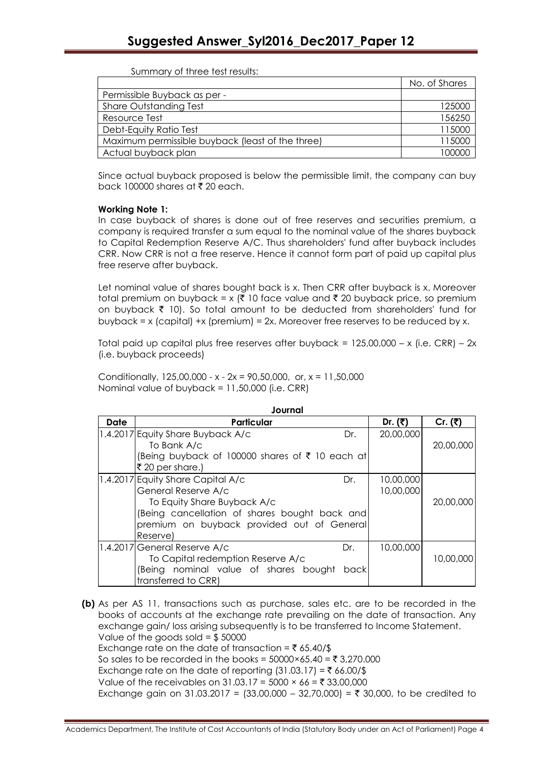Summary of three test results:

| | No. of Shares |
|---|---|
| Permissible Buyback as per - | |
| Share Outstanding Test | 125000 |
| Resource Test | 156250 |
| Debt-Equity Ratio Test | 115000 |
| Maximum permissible buyback (least of the three) | 115000 |
| Actual buyback plan | 100000 |

Since actual buyback proposed is below the permissible limit, the company can buy back 100000 shares at ₹ 20 each.

**Working Note 1:**

In case buyback of shares is done out of free reserves and securities premium, a company is required transfer a sum equal to the nominal value of the shares buyback to Capital Redemption Reserve A/C. Thus shareholders' fund after buyback includes CRR. Now CRR is not a free reserve. Hence it cannot form part of paid up capital plus free reserve after buyback.

Let nominal value of shares bought back is x. Then CRR after buyback is x. Moreover total premium on buyback = x (₹ 10 face value and ₹ 20 buyback price, so premium on buyback ₹ 10). So total amount to be deducted from shareholders' fund for buyback = x (capital) +x (premium) = 2x. Moreover free reserves to be reduced by x.

Total paid up capital plus free reserves after buyback = 125,00,000 – x (i.e. CRR) – 2x (i.e. buyback proceeds)

Conditionally, 125,00,000 - x - 2x = 90,50,000, or, x = 11,50,000
Nominal value of buyback = 11,50,000 (i.e. CRR)

**Journal**

| Date | Particular | Dr. (₹) | Cr. (₹) |
|---|---|---|---|
| 1.4.2017 | Equity Share Buyback A/c Dr.<br>To Bank A/c<br>(Being buyback of 100000 shares of ₹ 10 each at ₹ 20 per share.) | 20,00,000 | 20,00,000 |
| 1.4.2017 | Equity Share Capital A/c Dr.<br>General Reserve A/c<br>To Equity Share Buyback A/c<br>(Being cancellation of shares bought back and premium on buyback provided out of General Reserve) | 10,00,000<br>10,00,000 | 20,00,000 |
| 1.4.2017 | General Reserve A/c Dr.<br>To Capital redemption Reserve A/c<br>(Being nominal value of shares bought back transferred to CRR) | 10,00,000 | 10,00,000 |

**(b)** As per AS 11, transactions such as purchase, sales etc. are to be recorded in the books of accounts at the exchange rate prevailing on the date of transaction. Any exchange gain/ loss arising subsequently is to be transferred to Income Statement.
Value of the goods sold = $ 50000
Exchange rate on the date of transaction = ₹ 65.40/$
So sales to be recorded in the books = 50000×65.40 = ₹ 3,270.000
Exchange rate on the date of reporting (31.03.17) = ₹ 66.00/$
Value of the receivables on 31.03.17 = 5000 × 66 = ₹ 33,00,000
Exchange gain on 31.03.2017 = (33,00,000 – 32,70,000) = ₹ 30,000, to be credited to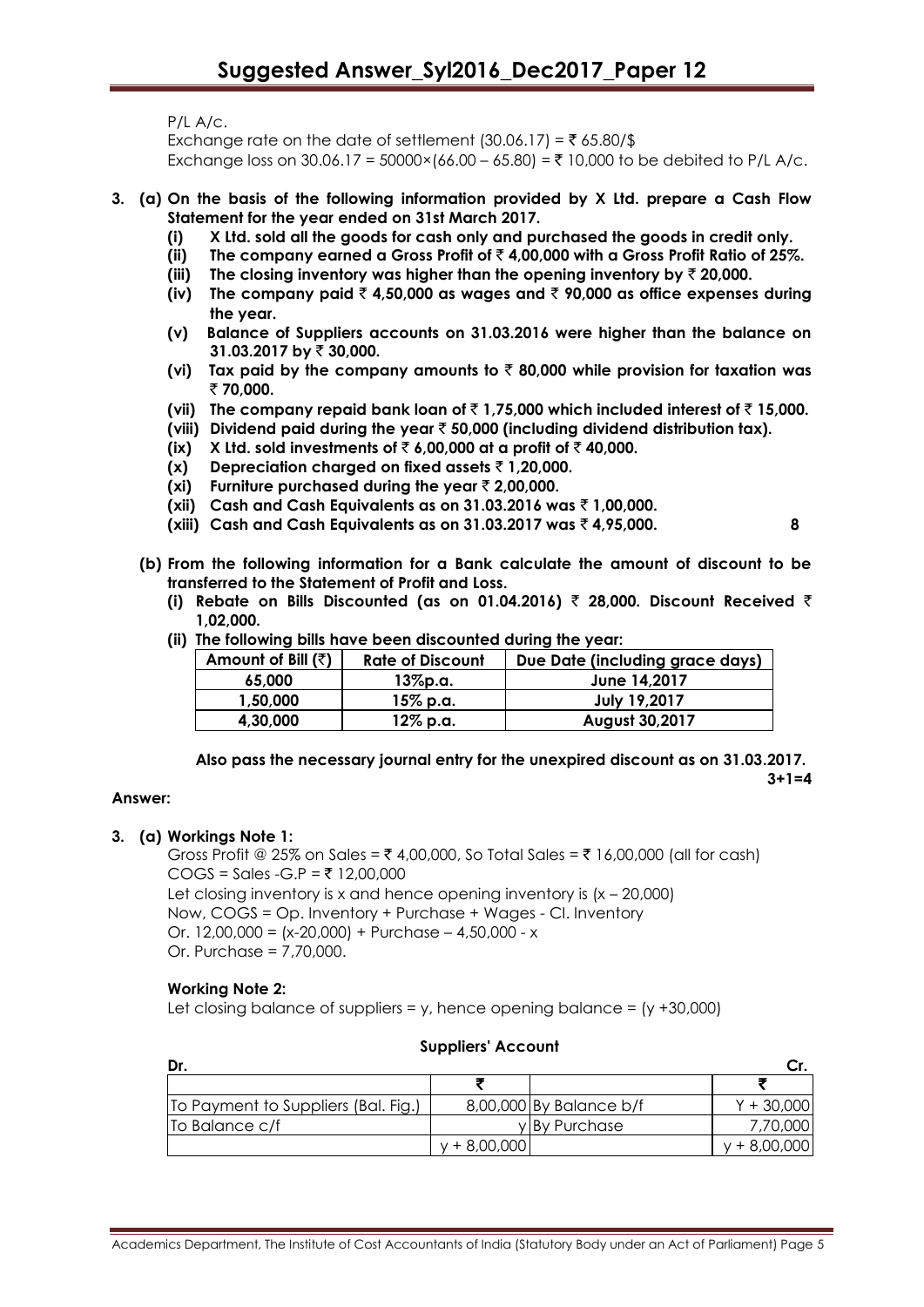P/L A/c.

Exchange rate on the date of settlement (30.06.17) = ₹ 65.80/$

Exchange loss on 30.06.17 = 50000×(66.00 – 65.80) = ₹ 10,000 to be debited to P/L A/c.

**3. (a) On the basis of the following information provided by X Ltd. prepare a Cash Flow Statement for the year ended on 31st March 2017.**

**(i) X Ltd. sold all the goods for cash only and purchased the goods in credit only.**

**(ii) The company earned a Gross Profit of ₹ 4,00,000 with a Gross Profit Ratio of 25%.**

**(iii) The closing inventory was higher than the opening inventory by ₹ 20,000.**

**(iv) The company paid ₹ 4,50,000 as wages and ₹ 90,000 as office expenses during the year.**

**(v) Balance of Suppliers accounts on 31.03.2016 were higher than the balance on 31.03.2017 by ₹ 30,000.**

**(vi) Tax paid by the company amounts to ₹ 80,000 while provision for taxation was ₹ 70,000.**

**(vii) The company repaid bank loan of ₹ 1,75,000 which included interest of ₹ 15,000.**

**(viii) Dividend paid during the year ₹ 50,000 (including dividend distribution tax).**

**(ix) X Ltd. sold investments of ₹ 6,00,000 at a profit of ₹ 40,000.**

**(x) Depreciation charged on fixed assets ₹ 1,20,000.**

**(xi) Furniture purchased during the year ₹ 2,00,000.**

**(xii) Cash and Cash Equivalents as on 31.03.2016 was ₹ 1,00,000.**

**(xiii) Cash and Cash Equivalents as on 31.03.2017 was ₹ 4,95,000.** **8**

**(b) From the following information for a Bank calculate the amount of discount to be transferred to the Statement of Profit and Loss.**

**(i) Rebate on Bills Discounted (as on 01.04.2016) ₹ 28,000. Discount Received ₹ 1,02,000.**

**(ii) The following bills have been discounted during the year:**

| Amount of Bill (₹) | Rate of Discount | Due Date (including grace days) |
|---|---|---|
| 65,000 | 13%p.a. | June 14,2017 |
| 1,50,000 | 15% p.a. | July 19,2017 |
| 4,30,000 | 12% p.a. | August 30,2017 |

**Also pass the necessary journal entry for the unexpired discount as on 31.03.2017.** **3+1=4**

**Answer:**

**3. (a) Workings Note 1:**

Gross Profit @ 25% on Sales = ₹ 4,00,000, So Total Sales = ₹ 16,00,000 (all for cash)

COGS = Sales -G.P = ₹ 12,00,000

Let closing inventory is x and hence opening inventory is (x – 20,000)

Now, COGS = Op. Inventory + Purchase + Wages - Cl. Inventory

Or. 12,00,000 = (x-20,000) + Purchase – 4,50,000 - x

Or. Purchase = 7,70,000.

**Working Note 2:**

Let closing balance of suppliers = y, hence opening balance = (y +30,000)

**Suppliers' Account**

| Dr. | | | Cr. |
|---|---|---|---|
| | ₹ | | ₹ |
| To Payment to Suppliers (Bal. Fig.) | 8,00,000 | By Balance b/f | Y + 30,000 |
| To Balance c/f | y | By Purchase | 7,70,000 |
| | y + 8,00,000 | | y + 8,00,000 |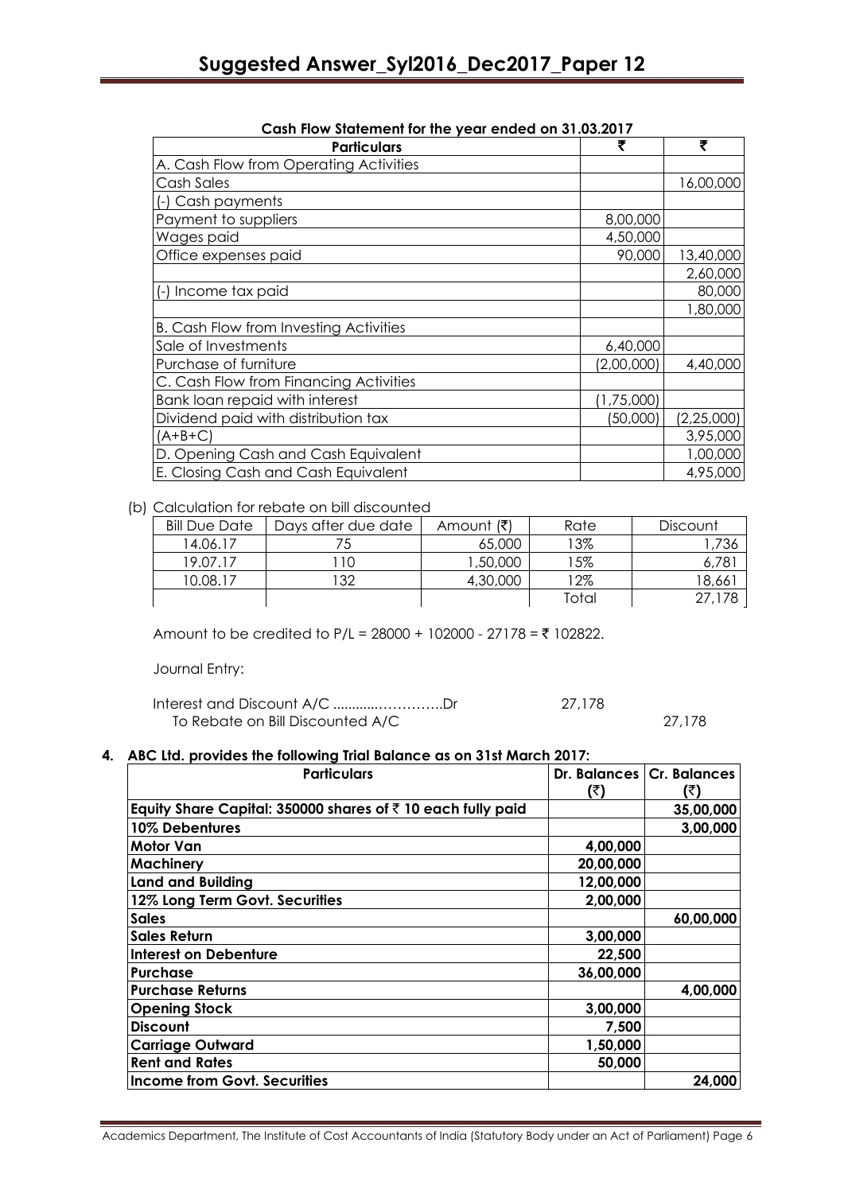**Cash Flow Statement for the year ended on 31.03.2017**

| Particulars | ₹ | ₹ |
|---|---|---|
| A. Cash Flow from Operating Activities | | |
| Cash Sales | | 16,00,000 |
| (-) Cash payments | | |
| Payment to suppliers | 8,00,000 | |
| Wages paid | 4,50,000 | |
| Office expenses paid | 90,000 | 13,40,000 |
| | | 2,60,000 |
| (-) Income tax paid | | 80,000 |
| | | 1,80,000 |
| B. Cash Flow from Investing Activities | | |
| Sale of Investments | 6,40,000 | |
| Purchase of furniture | (2,00,000) | 4,40,000 |
| C. Cash Flow from Financing Activities | | |
| Bank loan repaid with interest | (1,75,000) | |
| Dividend paid with distribution tax | (50,000) | (2,25,000) |
| (A+B+C) | | 3,95,000 |
| D. Opening Cash and Cash Equivalent | | 1,00,000 |
| E. Closing Cash and Cash Equivalent | | 4,95,000 |

(b) Calculation for rebate on bill discounted

| Bill Due Date | Days after due date | Amount (₹) | Rate | Discount |
|---|---|---|---|---|
| 14.06.17 | 75 | 65,000 | 13% | 1,736 |
| 19.07.17 | 110 | 1,50,000 | 15% | 6,781 |
| 10.08.17 | 132 | 4,30,000 | 12% | 18,661 |
| | | | Total | 27,178 |

Amount to be credited to P/L = 28000 + 102000 - 27178 = ₹ 102822.

Journal Entry:

| | | |
|---|---|---|
| Interest and Discount A/C ………….………..Dr | 27,178 | |
| To Rebate on Bill Discounted A/C | | 27,178 |

**4. ABC Ltd. provides the following Trial Balance as on 31st March 2017:**

| Particulars | Dr. Balances (₹) | Cr. Balances (₹) |
|---|---|---|
| **Equity Share Capital: 350000 shares of ₹ 10 each fully paid** | | **35,00,000** |
| **10% Debentures** | | **3,00,000** |
| **Motor Van** | **4,00,000** | |
| **Machinery** | **20,00,000** | |
| **Land and Building** | **12,00,000** | |
| **12% Long Term Govt. Securities** | **2,00,000** | |
| **Sales** | | **60,00,000** |
| **Sales Return** | **3,00,000** | |
| **Interest on Debenture** | **22,500** | |
| **Purchase** | **36,00,000** | |
| **Purchase Returns** | | **4,00,000** |
| **Opening Stock** | **3,00,000** | |
| **Discount** | **7,500** | |
| **Carriage Outward** | **1,50,000** | |
| **Rent and Rates** | **50,000** | |
| **Income from Govt. Securities** | | **24,000** |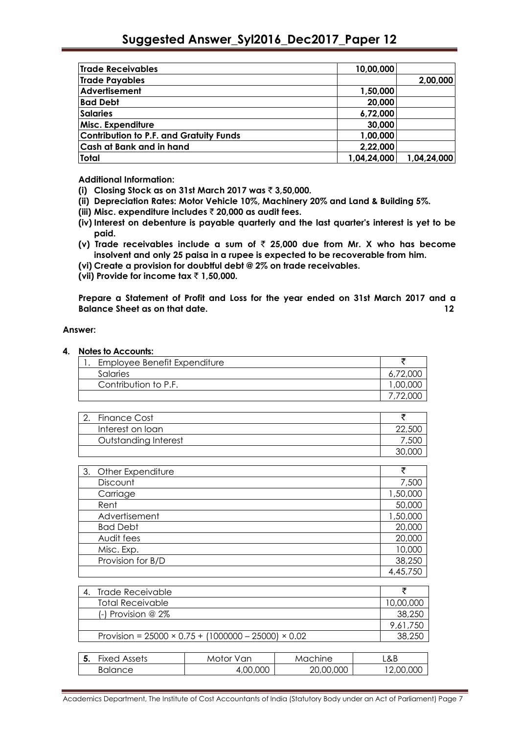| | | |
|---|---|---|
| **Trade Receivables** | **10,00,000** | |
| **Trade Payables** | | **2,00,000** |
| **Advertisement** | **1,50,000** | |
| **Bad Debt** | **20,000** | |
| **Salaries** | **6,72,000** | |
| **Misc. Expenditure** | **30,000** | |
| **Contribution to P.F. and Gratuity Funds** | **1,00,000** | |
| **Cash at Bank and in hand** | **2,22,000** | |
| **Total** | **1,04,24,000** | **1,04,24,000** |

**Additional Information:**

**(i) Closing Stock as on 31st March 2017 was ₹ 3,50,000.**

**(ii) Depreciation Rates: Motor Vehicle 10%, Machinery 20% and Land & Building 5%.**

**(iii) Misc. expenditure includes ₹ 20,000 as audit fees.**

**(iv) Interest on debenture is payable quarterly and the last quarter's interest is yet to be paid.**

**(v) Trade receivables include a sum of ₹ 25,000 due from Mr. X who has become insolvent and only 25 paisa in a rupee is expected to be recoverable from him.**

**(vi) Create a provision for doubtful debt @ 2% on trade receivables.**

**(vii) Provide for income tax ₹ 1,50,000.**

**Prepare a Statement of Profit and Loss for the year ended on 31st March 2017 and a Balance Sheet as on that date. 12**

**Answer:**

**4. Notes to Accounts:**

| 1. Employee Benefit Expenditure | ₹ |
|---|---|
| Salaries | 6,72,000 |
| Contribution to P.F. | 1,00,000 |
| | 7,72,000 |

| 2. Finance Cost | ₹ |
|---|---|
| Interest on loan | 22,500 |
| Outstanding Interest | 7,500 |
| | 30,000 |

| 3. Other Expenditure | ₹ |
|---|---|
| Discount | 7,500 |
| Carriage | 1,50,000 |
| Rent | 50,000 |
| Advertisement | 1,50,000 |
| Bad Debt | 20,000 |
| Audit fees | 20,000 |
| Misc. Exp. | 10,000 |
| Provision for B/D | 38,250 |
| | 4,45,750 |

| 4. Trade Receivable | ₹ |
|---|---|
| Total Receivable | 10,00,000 |
| (-) Provision @ 2% | 38,250 |
| | 9,61,750 |
| Provision = 25000 × 0.75 + (1000000 – 25000) × 0.02 | 38,250 |

| **5.** Fixed Assets | Motor Van | Machine | L&B |
|---|---|---|---|
| Balance | 4,00,000 | 20,00,000 | 12,00,000 |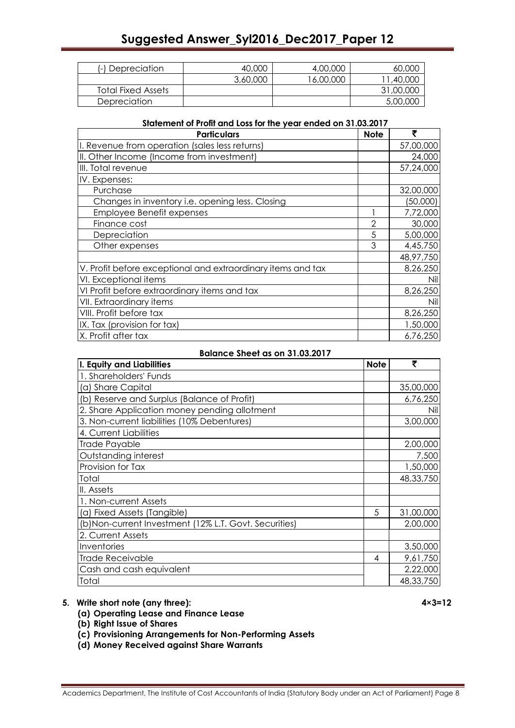| (-) Depreciation | 40,000 | 4,00,000 | 60,000 |
|---|---|---|---|
| | 3,60,000 | 16,00,000 | 11,40,000 |
| Total Fixed Assets | | | 31,00,000 |
| Depreciation | | | 5,00,000 |

**Statement of Profit and Loss for the year ended on 31.03.2017**

| Particulars | Note | ₹ |
|---|---|---|
| I. Revenue from operation (sales less returns) | | 57,00,000 |
| II. Other Income (Income from investment) | | 24,000 |
| III. Total revenue | | 57,24,000 |
| IV. Expenses: | | |
| Purchase | | 32,00,000 |
| Changes in inventory i.e. opening less. Closing | | (50,000) |
| Employee Benefit expenses | 1 | 7,72,000 |
| Finance cost | 2 | 30,000 |
| Depreciation | 5 | 5,00,000 |
| Other expenses | 3 | 4,45,750 |
| | | 48,97,750 |
| V. Profit before exceptional and extraordinary items and tax | | 8,26,250 |
| VI. Exceptional items | | Nil |
| VI Profit before extraordinary items and tax | | 8,26,250 |
| VII. Extraordinary items | | Nil |
| VIII. Profit before tax | | 8,26,250 |
| IX. Tax (provision for tax) | | 1,50,000 |
| X. Profit after tax | | 6,76,250 |

**Balance Sheet as on 31.03.2017**

| I. Equity and Liabilities | Note | ₹ |
|---|---|---|
| 1. Shareholders' Funds | | |
| (a) Share Capital | | 35,00,000 |
| (b) Reserve and Surplus (Balance of Profit) | | 6,76,250 |
| 2. Share Application money pending allotment | | Nil |
| 3. Non-current liabilities (10% Debentures) | | 3,00,000 |
| 4. Current Liabilities | | |
| Trade Payable | | 2,00,000 |
| Outstanding interest | | 7,500 |
| Provision for Tax | | 1,50,000 |
| Total | | 48,33,750 |
| II. Assets | | |
| 1. Non-current Assets | | |
| (a) Fixed Assets (Tangible) | 5 | 31,00,000 |
| (b)Non-current Investment (12% L.T. Govt. Securities) | | 2,00,000 |
| 2. Current Assets | | |
| Inventories | | 3,50,000 |
| Trade Receivable | 4 | 9,61,750 |
| Cash and cash equivalent | | 2,22,000 |
| Total | | 48,33,750 |

**5. Write short note (any three):** **4×3=12**

**(a) Operating Lease and Finance Lease**

**(b) Right Issue of Shares**

**(c) Provisioning Arrangements for Non-Performing Assets**

**(d) Money Received against Share Warrants**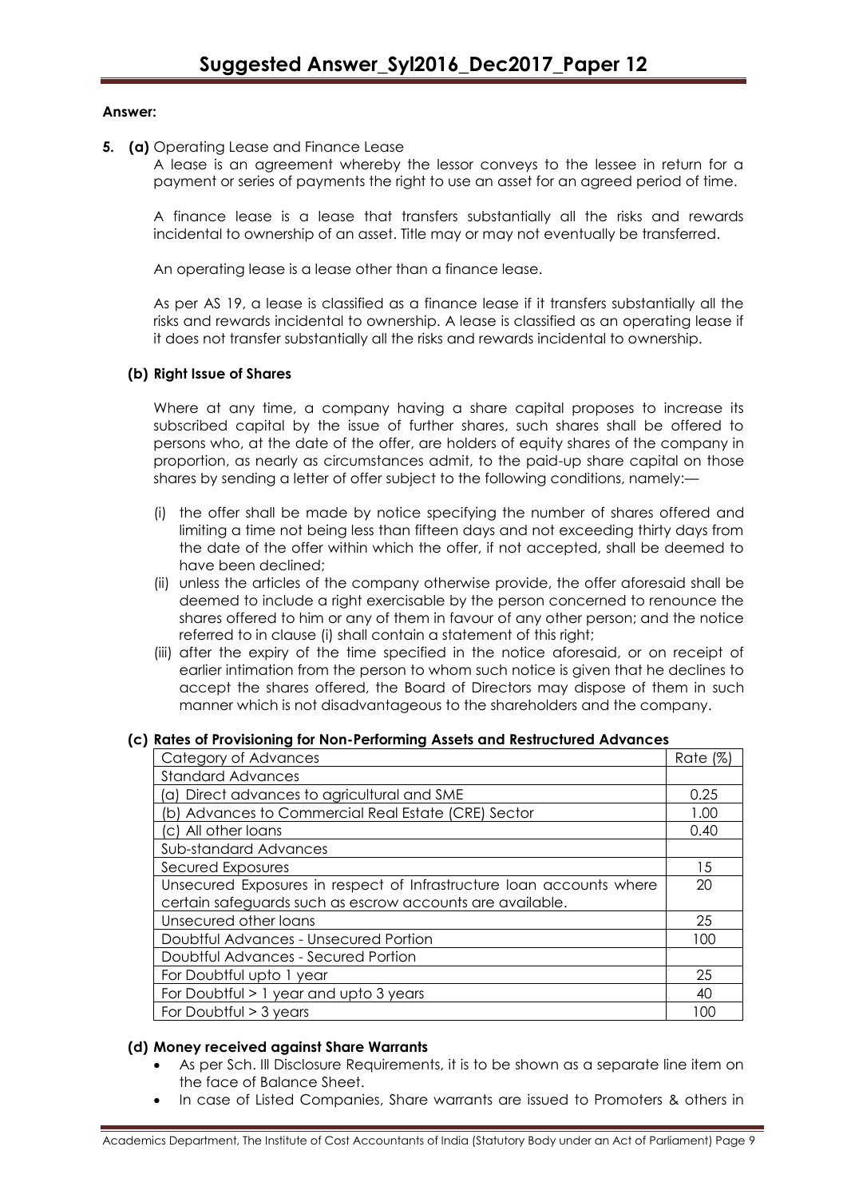**Answer:**

**5. (a)** Operating Lease and Finance Lease

A lease is an agreement whereby the lessor conveys to the lessee in return for a payment or series of payments the right to use an asset for an agreed period of time.

A finance lease is a lease that transfers substantially all the risks and rewards incidental to ownership of an asset. Title may or may not eventually be transferred.

An operating lease is a lease other than a finance lease.

As per AS 19, a lease is classified as a finance lease if it transfers substantially all the risks and rewards incidental to ownership. A lease is classified as an operating lease if it does not transfer substantially all the risks and rewards incidental to ownership.

**(b) Right Issue of Shares**

Where at any time, a company having a share capital proposes to increase its subscribed capital by the issue of further shares, such shares shall be offered to persons who, at the date of the offer, are holders of equity shares of the company in proportion, as nearly as circumstances admit, to the paid-up share capital on those shares by sending a letter of offer subject to the following conditions, namely:—

(i) the offer shall be made by notice specifying the number of shares offered and limiting a time not being less than fifteen days and not exceeding thirty days from the date of the offer within which the offer, if not accepted, shall be deemed to have been declined;

(ii) unless the articles of the company otherwise provide, the offer aforesaid shall be deemed to include a right exercisable by the person concerned to renounce the shares offered to him or any of them in favour of any other person; and the notice referred to in clause (i) shall contain a statement of this right;

(iii) after the expiry of the time specified in the notice aforesaid, or on receipt of earlier intimation from the person to whom such notice is given that he declines to accept the shares offered, the Board of Directors may dispose of them in such manner which is not disadvantageous to the shareholders and the company.

**(c) Rates of Provisioning for Non-Performing Assets and Restructured Advances**

| Category of Advances | Rate (%) |
|---|---|
| Standard Advances | |
| (a) Direct advances to agricultural and SME | 0.25 |
| (b) Advances to Commercial Real Estate (CRE) Sector | 1.00 |
| (c) All other loans | 0.40 |
| Sub-standard Advances | |
| Secured Exposures | 15 |
| Unsecured Exposures in respect of Infrastructure loan accounts where certain safeguards such as escrow accounts are available. | 20 |
| Unsecured other loans | 25 |
| Doubtful Advances - Unsecured Portion | 100 |
| Doubtful Advances - Secured Portion | |
| For Doubtful upto 1 year | 25 |
| For Doubtful > 1 year and upto 3 years | 40 |
| For Doubtful > 3 years | 100 |

**(d) Money received against Share Warrants**

- As per Sch. III Disclosure Requirements, it is to be shown as a separate line item on the face of Balance Sheet.
- In case of Listed Companies, Share warrants are issued to Promoters & others in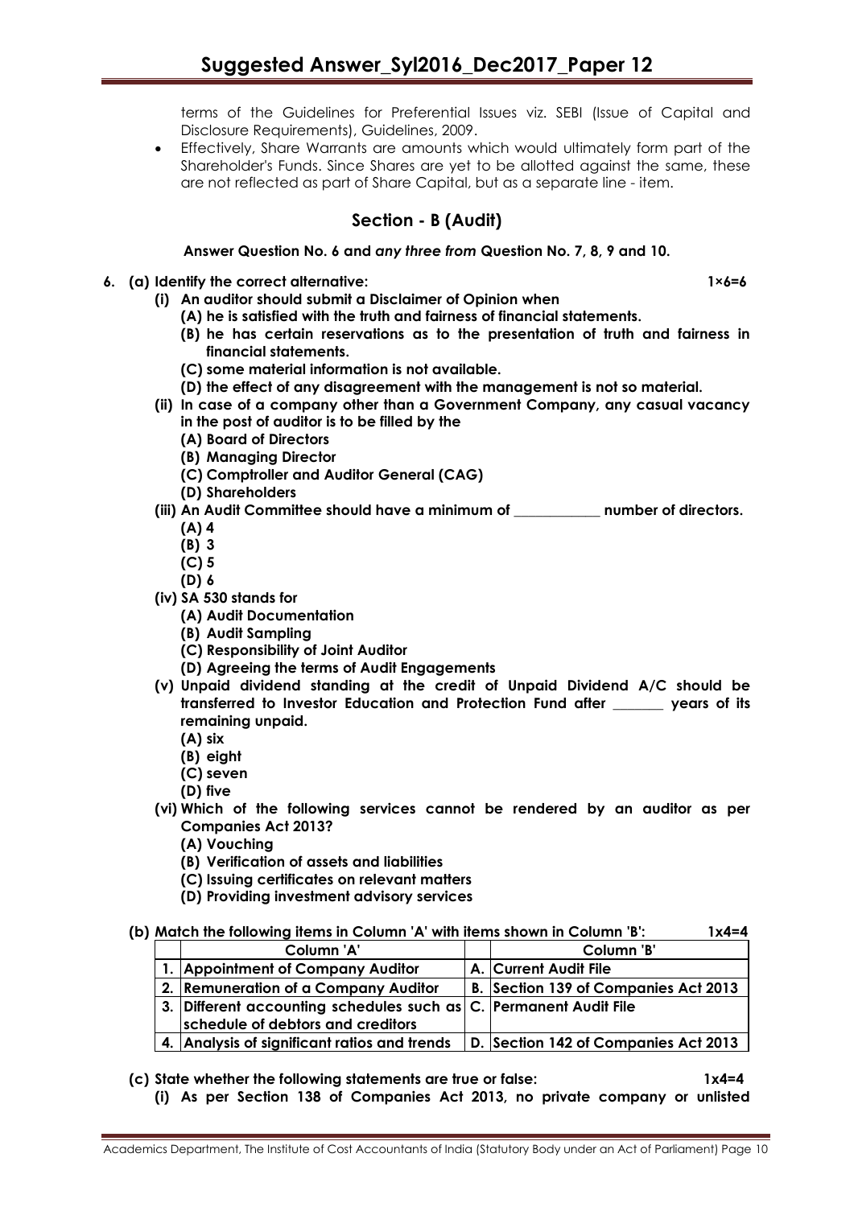terms of the Guidelines for Preferential Issues viz. SEBI (Issue of Capital and Disclosure Requirements), Guidelines, 2009.

- Effectively, Share Warrants are amounts which would ultimately form part of the Shareholder's Funds. Since Shares are yet to be allotted against the same, these are not reflected as part of Share Capital, but as a separate line - item.

## Section - B (Audit)

**Answer Question No. 6 and *any three from* Question No. 7, 8, 9 and 10.**

**6. (a) Identify the correct alternative: 1×6=6**

**(i) An auditor should submit a Disclaimer of Opinion when**

**(A) he is satisfied with the truth and fairness of financial statements.**

**(B) he has certain reservations as to the presentation of truth and fairness in financial statements.**

**(C) some material information is not available.**

**(D) the effect of any disagreement with the management is not so material.**

**(ii) In case of a company other than a Government Company, any casual vacancy in the post of auditor is to be filled by the**

**(A) Board of Directors**

**(B) Managing Director**

**(C) Comptroller and Auditor General (CAG)**

**(D) Shareholders**

**(iii) An Audit Committee should have a minimum of \_\_\_\_\_\_\_\_\_\_\_\_ number of directors.**

**(A) 4**

**(B) 3**

**(C) 5**

**(D) 6**

**(iv) SA 530 stands for**

**(A) Audit Documentation**

**(B) Audit Sampling**

**(C) Responsibility of Joint Auditor**

**(D) Agreeing the terms of Audit Engagements**

**(v) Unpaid dividend standing at the credit of Unpaid Dividend A/C should be transferred to Investor Education and Protection Fund after \_\_\_\_\_\_\_ years of its remaining unpaid.**

**(A) six**

**(B) eight**

**(C) seven**

**(D) five**

**(vi) Which of the following services cannot be rendered by an auditor as per Companies Act 2013?**

**(A) Vouching**

**(B) Verification of assets and liabilities**

**(C) Issuing certificates on relevant matters**

**(D) Providing investment advisory services**

**(b) Match the following items in Column 'A' with items shown in Column 'B': 1x4=4**

| | Column 'A' | | Column 'B' |
|---|---|---|---|
| 1. | Appointment of Company Auditor | A. | Current Audit File |
| 2. | Remuneration of a Company Auditor | B. | Section 139 of Companies Act 2013 |
| 3. | Different accounting schedules such as schedule of debtors and creditors | C. | Permanent Audit File |
| 4. | Analysis of significant ratios and trends | D. | Section 142 of Companies Act 2013 |

**(c) State whether the following statements are true or false: 1x4=4**

**(i) As per Section 138 of Companies Act 2013, no private company or unlisted**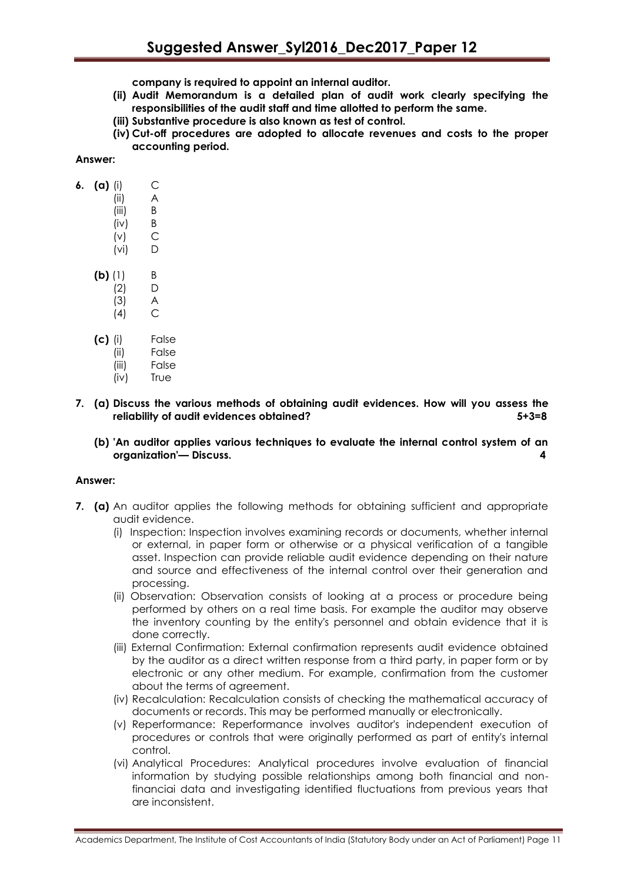**company is required to appoint an internal auditor.**

**(ii) Audit Memorandum is a detailed plan of audit work clearly specifying the responsibilities of the audit staff and time allotted to perform the same.**

**(iii) Substantive procedure is also known as test of control.**

**(iv) Cut-off procedures are adopted to allocate revenues and costs to the proper accounting period.**

**Answer:**

**6. (a)** (i) C
(ii) A
(iii) B
(iv) B
(v) C
(vi) D

**(b)** (1) B
(2) D
(3) A
(4) C

**(c)** (i) False
(ii) False
(iii) False
(iv) True

**7. (a) Discuss the various methods of obtaining audit evidences. How will you assess the reliability of audit evidences obtained? 5+3=8**

**(b) 'An auditor applies various techniques to evaluate the internal control system of an organization'— Discuss. 4**

**Answer:**

**7. (a)** An auditor applies the following methods for obtaining sufficient and appropriate audit evidence.

(i) Inspection: Inspection involves examining records or documents, whether internal or external, in paper form or otherwise or a physical verification of a tangible asset. Inspection can provide reliable audit evidence depending on their nature and source and effectiveness of the internal control over their generation and processing.

(ii) Observation: Observation consists of looking at a process or procedure being performed by others on a real time basis. For example the auditor may observe the inventory counting by the entity's personnel and obtain evidence that it is done correctly.

(iii) External Confirmation: External confirmation represents audit evidence obtained by the auditor as a direct written response from a third party, in paper form or by electronic or any other medium. For example, confirmation from the customer about the terms of agreement.

(iv) Recalculation: Recalculation consists of checking the mathematical accuracy of documents or records. This may be performed manually or electronically.

(v) Reperformance: Reperformance involves auditor's independent execution of procedures or controls that were originally performed as part of entity's internal control.

(vi) Analytical Procedures: Analytical procedures involve evaluation of financial information by studying possible relationships among both financial and non-financiai data and investigating identified fluctuations from previous years that are inconsistent.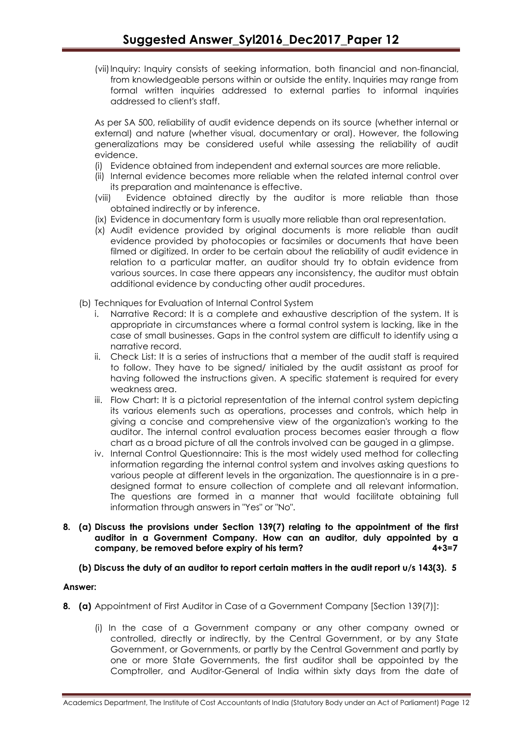(vii) Inquiry: Inquiry consists of seeking information, both financial and non-financial, from knowledgeable persons within or outside the entity. Inquiries may range from formal written inquiries addressed to external parties to informal inquiries addressed to client's staff.

As per SA 500, reliability of audit evidence depends on its source (whether internal or external) and nature (whether visual, documentary or oral). However, the following generalizations may be considered useful while assessing the reliability of audit evidence.

(i) Evidence obtained from independent and external sources are more reliable.

(ii) Internal evidence becomes more reliable when the related internal control over its preparation and maintenance is effective.

(viii) Evidence obtained directly by the auditor is more reliable than those obtained indirectly or by inference.

(ix) Evidence in documentary form is usually more reliable than oral representation.

(x) Audit evidence provided by original documents is more reliable than audit evidence provided by photocopies or facsimiles or documents that have been filmed or digitized. In order to be certain about the reliability of audit evidence in relation to a particular matter, an auditor should try to obtain evidence from various sources. In case there appears any inconsistency, the auditor must obtain additional evidence by conducting other audit procedures.

(b) Techniques for Evaluation of Internal Control System

i. Narrative Record: It is a complete and exhaustive description of the system. It is appropriate in circumstances where a formal control system is lacking, like in the case of small businesses. Gaps in the control system are difficult to identify using a narrative record.

ii. Check List: It is a series of instructions that a member of the audit staff is required to follow. They have to be signed/ initialed by the audit assistant as proof for having followed the instructions given. A specific statement is required for every weakness area.

iii. Flow Chart: It is a pictorial representation of the internal control system depicting its various elements such as operations, processes and controls, which help in giving a concise and comprehensive view of the organization's working to the auditor. The internal control evaluation process becomes easier through a flow chart as a broad picture of all the controls involved can be gauged in a glimpse.

iv. Internal Control Questionnaire: This is the most widely used method for collecting information regarding the internal control system and involves asking questions to various people at different levels in the organization. The questionnaire is in a pre-designed format to ensure collection of complete and all relevant information. The questions are formed in a manner that would facilitate obtaining full information through answers in "Yes" or "No".

**8. (a) Discuss the provisions under Section 139(7) relating to the appointment of the first auditor in a Government Company. How can an auditor, duly appointed by a company, be removed before expiry of his term? 4+3=7**

**(b) Discuss the duty of an auditor to report certain matters in the audit report u/s 143(3). 5**

**Answer:**

**8. (a)** Appointment of First Auditor in Case of a Government Company [Section 139(7)]:

(i) In the case of a Government company or any other company owned or controlled, directly or indirectly, by the Central Government, or by any State Government, or Governments, or partly by the Central Government and partly by one or more State Governments, the first auditor shall be appointed by the Comptroller, and Auditor-General of India within sixty days from the date of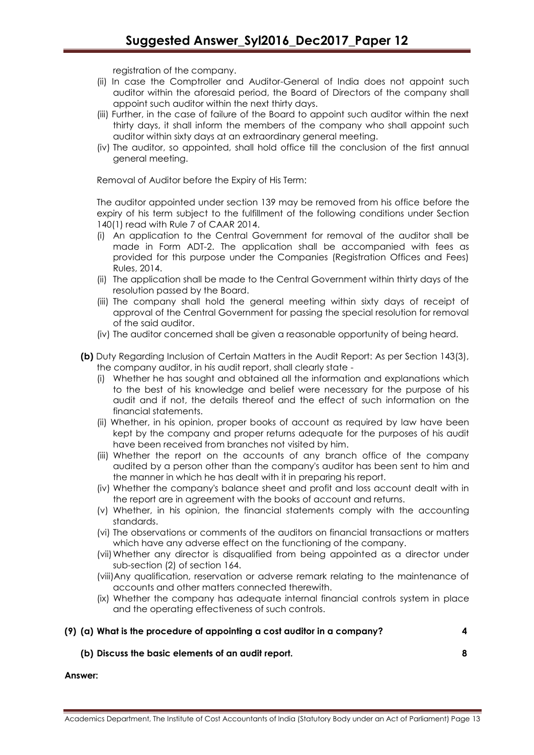registration of the company.

(ii) In case the Comptroller and Auditor-General of India does not appoint such auditor within the aforesaid period, the Board of Directors of the company shall appoint such auditor within the next thirty days.

(iii) Further, in the case of failure of the Board to appoint such auditor within the next thirty days, it shall inform the members of the company who shall appoint such auditor within sixty days at an extraordinary general meeting.

(iv) The auditor, so appointed, shall hold office till the conclusion of the first annual general meeting.

Removal of Auditor before the Expiry of His Term:

The auditor appointed under section 139 may be removed from his office before the expiry of his term subject to the fulfillment of the following conditions under Section 140(1) read with Rule 7 of CAAR 2014.

(i) An application to the Central Government for removal of the auditor shall be made in Form ADT-2. The application shall be accompanied with fees as provided for this purpose under the Companies (Registration Offices and Fees) Rules, 2014.

(ii) The application shall be made to the Central Government within thirty days of the resolution passed by the Board.

(iii) The company shall hold the general meeting within sixty days of receipt of approval of the Central Government for passing the special resolution for removal of the said auditor.

(iv) The auditor concerned shall be given a reasonable opportunity of being heard.

**(b)** Duty Regarding Inclusion of Certain Matters in the Audit Report: As per Section 143(3), the company auditor, in his audit report, shall clearly state -

(i) Whether he has sought and obtained all the information and explanations which to the best of his knowledge and belief were necessary for the purpose of his audit and if not, the details thereof and the effect of such information on the financial statements.

(ii) Whether, in his opinion, proper books of account as required by law have been kept by the company and proper returns adequate for the purposes of his audit have been received from branches not visited by him.

(iii) Whether the report on the accounts of any branch office of the company audited by a person other than the company's auditor has been sent to him and the manner in which he has dealt with it in preparing his report.

(iv) Whether the company's balance sheet and profit and loss account dealt with in the report are in agreement with the books of account and returns.

(v) Whether, in his opinion, the financial statements comply with the accounting standards.

(vi) The observations or comments of the auditors on financial transactions or matters which have any adverse effect on the functioning of the company.

(vii) Whether any director is disqualified from being appointed as a director under sub-section (2) of section 164.

(viii) Any qualification, reservation or adverse remark relating to the maintenance of accounts and other matters connected therewith.

(ix) Whether the company has adequate internal financial controls system in place and the operating effectiveness of such controls.

**(9) (a) What is the procedure of appointing a cost auditor in a company? 4**

**(b) Discuss the basic elements of an audit report. 8**

**Answer:**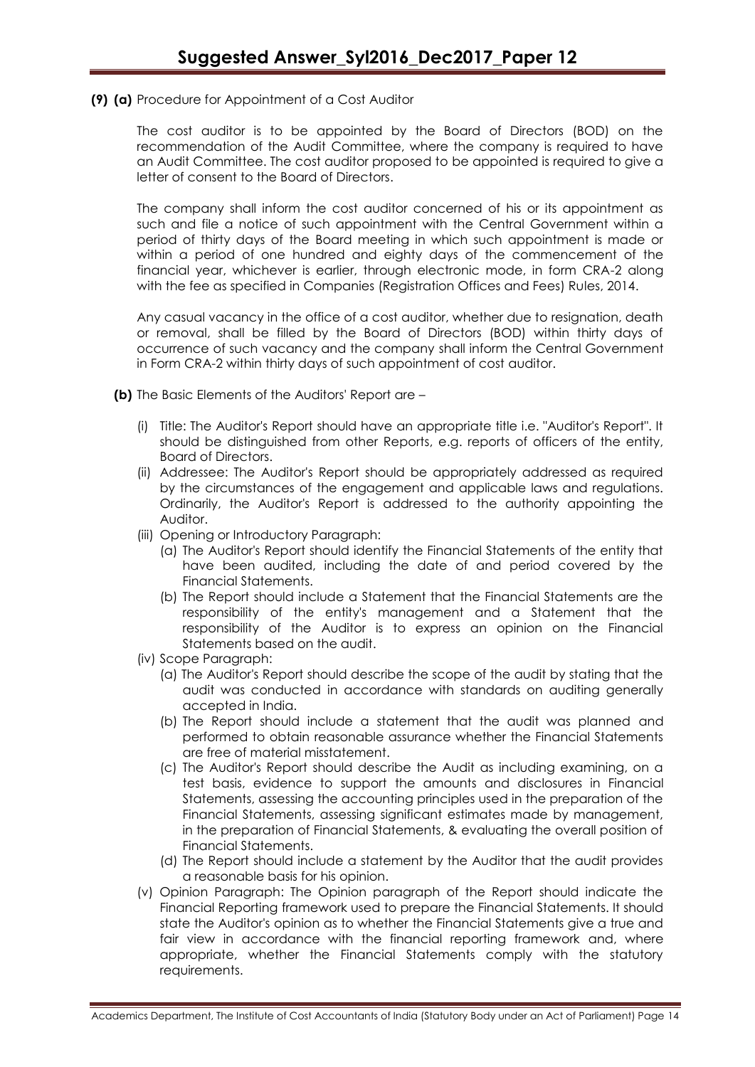**(9) (a)** Procedure for Appointment of a Cost Auditor

The cost auditor is to be appointed by the Board of Directors (BOD) on the recommendation of the Audit Committee, where the company is required to have an Audit Committee. The cost auditor proposed to be appointed is required to give a letter of consent to the Board of Directors.

The company shall inform the cost auditor concerned of his or its appointment as such and file a notice of such appointment with the Central Government within a period of thirty days of the Board meeting in which such appointment is made or within a period of one hundred and eighty days of the commencement of the financial year, whichever is earlier, through electronic mode, in form CRA-2 along with the fee as specified in Companies (Registration Offices and Fees) Rules, 2014.

Any casual vacancy in the office of a cost auditor, whether due to resignation, death or removal, shall be filled by the Board of Directors (BOD) within thirty days of occurrence of such vacancy and the company shall inform the Central Government in Form CRA-2 within thirty days of such appointment of cost auditor.

**(b)** The Basic Elements of the Auditors' Report are –

(i) Title: The Auditor's Report should have an appropriate title i.e. "Auditor's Report". It should be distinguished from other Reports, e.g. reports of officers of the entity, Board of Directors.

(ii) Addressee: The Auditor's Report should be appropriately addressed as required by the circumstances of the engagement and applicable laws and regulations. Ordinarily, the Auditor's Report is addressed to the authority appointing the Auditor.

(iii) Opening or Introductory Paragraph:
  (a) The Auditor's Report should identify the Financial Statements of the entity that have been audited, including the date of and period covered by the Financial Statements.
  (b) The Report should include a Statement that the Financial Statements are the responsibility of the entity's management and a Statement that the responsibility of the Auditor is to express an opinion on the Financial Statements based on the audit.

(iv) Scope Paragraph:
  (a) The Auditor's Report should describe the scope of the audit by stating that the audit was conducted in accordance with standards on auditing generally accepted in India.
  (b) The Report should include a statement that the audit was planned and performed to obtain reasonable assurance whether the Financial Statements are free of material misstatement.
  (c) The Auditor's Report should describe the Audit as including examining, on a test basis, evidence to support the amounts and disclosures in Financial Statements, assessing the accounting principles used in the preparation of the Financial Statements, assessing significant estimates made by management, in the preparation of Financial Statements, & evaluating the overall position of Financial Statements.
  (d) The Report should include a statement by the Auditor that the audit provides a reasonable basis for his opinion.

(v) Opinion Paragraph: The Opinion paragraph of the Report should indicate the Financial Reporting framework used to prepare the Financial Statements. It should state the Auditor's opinion as to whether the Financial Statements give a true and fair view in accordance with the financial reporting framework and, where appropriate, whether the Financial Statements comply with the statutory requirements.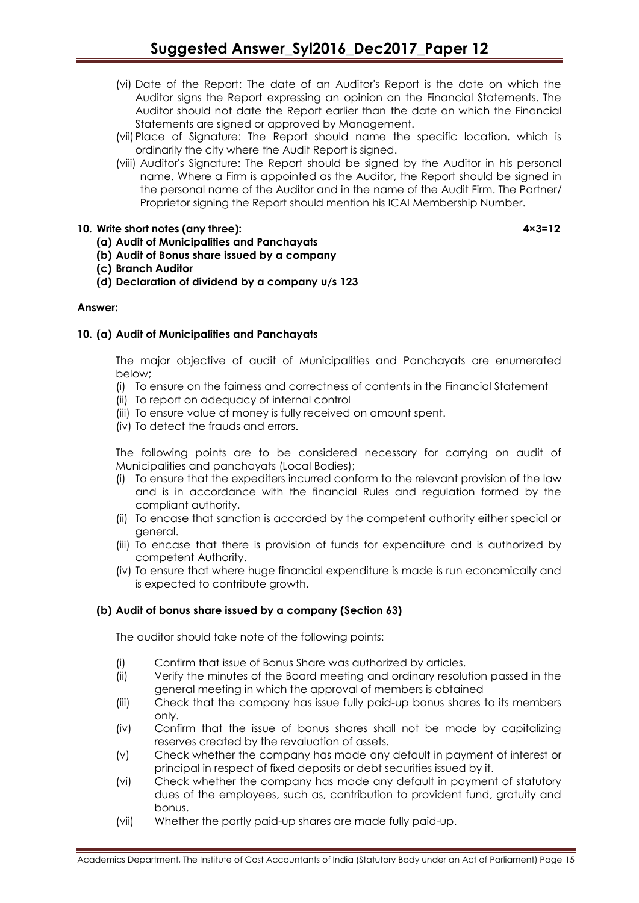(vi) Date of the Report: The date of an Auditor's Report is the date on which the Auditor signs the Report expressing an opinion on the Financial Statements. The Auditor should not date the Report earlier than the date on which the Financial Statements are signed or approved by Management.

(vii) Place of Signature: The Report should name the specific location, which is ordinarily the city where the Audit Report is signed.

(viii) Auditor's Signature: The Report should be signed by the Auditor in his personal name. Where a Firm is appointed as the Auditor, the Report should be signed in the personal name of the Auditor and in the name of the Audit Firm. The Partner/ Proprietor signing the Report should mention his ICAI Membership Number.

**10. Write short notes (any three): 4×3=12**

**(a) Audit of Municipalities and Panchayats**

**(b) Audit of Bonus share issued by a company**

**(c) Branch Auditor**

**(d) Declaration of dividend by a company u/s 123**

**Answer:**

**10. (a) Audit of Municipalities and Panchayats**

The major objective of audit of Municipalities and Panchayats are enumerated below;

(i) To ensure on the fairness and correctness of contents in the Financial Statement

(ii) To report on adequacy of internal control

(iii) To ensure value of money is fully received on amount spent.

(iv) To detect the frauds and errors.

The following points are to be considered necessary for carrying on audit of Municipalities and panchayats (Local Bodies);

(i) To ensure that the expediters incurred conform to the relevant provision of the law and is in accordance with the financial Rules and regulation formed by the compliant authority.

(ii) To encase that sanction is accorded by the competent authority either special or general.

(iii) To encase that there is provision of funds for expenditure and is authorized by competent Authority.

(iv) To ensure that where huge financial expenditure is made is run economically and is expected to contribute growth.

**(b) Audit of bonus share issued by a company (Section 63)**

The auditor should take note of the following points:

(i) Confirm that issue of Bonus Share was authorized by articles.

(ii) Verify the minutes of the Board meeting and ordinary resolution passed in the general meeting in which the approval of members is obtained

(iii) Check that the company has issue fully paid-up bonus shares to its members only.

(iv) Confirm that the issue of bonus shares shall not be made by capitalizing reserves created by the revaluation of assets.

(v) Check whether the company has made any default in payment of interest or principal in respect of fixed deposits or debt securities issued by it.

(vi) Check whether the company has made any default in payment of statutory dues of the employees, such as, contribution to provident fund, gratuity and bonus.

(vii) Whether the partly paid-up shares are made fully paid-up.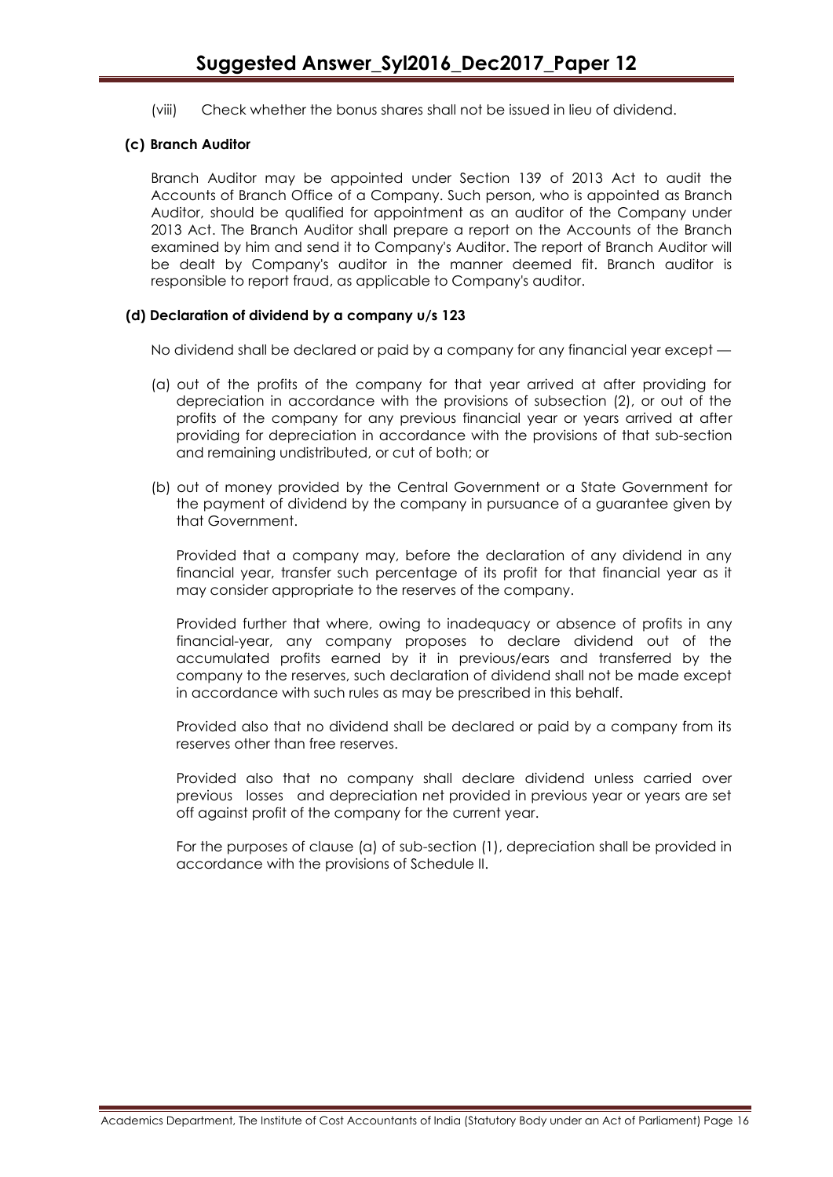(viii) Check whether the bonus shares shall not be issued in lieu of dividend.

**(c) Branch Auditor**

Branch Auditor may be appointed under Section 139 of 2013 Act to audit the Accounts of Branch Office of a Company. Such person, who is appointed as Branch Auditor, should be qualified for appointment as an auditor of the Company under 2013 Act. The Branch Auditor shall prepare a report on the Accounts of the Branch examined by him and send it to Company's Auditor. The report of Branch Auditor will be dealt by Company's auditor in the manner deemed fit. Branch auditor is responsible to report fraud, as applicable to Company's auditor.

**(d) Declaration of dividend by a company u/s 123**

No dividend shall be declared or paid by a company for any financial year except —

(a) out of the profits of the company for that year arrived at after providing for depreciation in accordance with the provisions of subsection (2), or out of the profits of the company for any previous financial year or years arrived at after providing for depreciation in accordance with the provisions of that sub-section and remaining undistributed, or cut of both; or

(b) out of money provided by the Central Government or a State Government for the payment of dividend by the company in pursuance of a guarantee given by that Government.

Provided that a company may, before the declaration of any dividend in any financial year, transfer such percentage of its profit for that financial year as it may consider appropriate to the reserves of the company.

Provided further that where, owing to inadequacy or absence of profits in any financial-year, any company proposes to declare dividend out of the accumulated profits earned by it in previous/ears and transferred by the company to the reserves, such declaration of dividend shall not be made except in accordance with such rules as may be prescribed in this behalf.

Provided also that no dividend shall be declared or paid by a company from its reserves other than free reserves.

Provided also that no company shall declare dividend unless carried over previous losses and depreciation net provided in previous year or years are set off against profit of the company for the current year.

For the purposes of clause (a) of sub-section (1), depreciation shall be provided in accordance with the provisions of Schedule II.